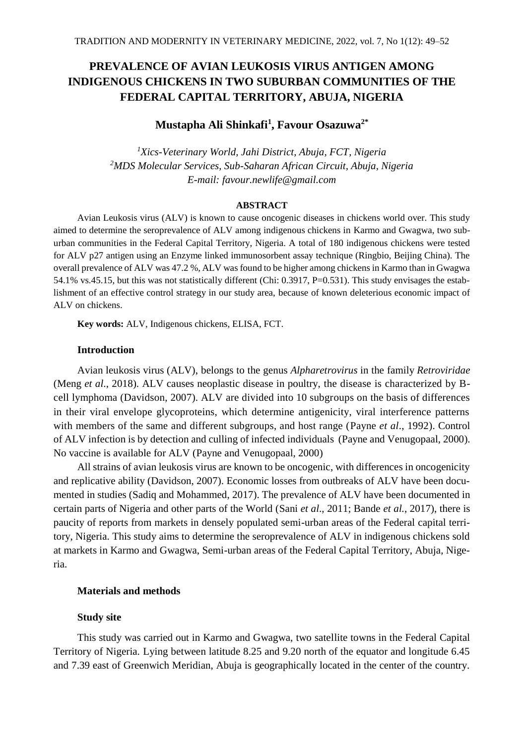# PREVALENCE OF AVIAN LEUKOSIS VIRUS ANTIGEN AMONG INDIGENOUS CHICKENS IN TWO SUBURBAN COMMUNITIES OF THE FEDERAL CAPITAL TERRITORY, ABUJA, NIGERIA

**Mustapha Ali Shinkafi[1], Favour Osazuwa[2*]**

*[1]Xics-Veterinary World, Jahi District, Abuja, FCT, Nigeria*
*[2]MDS Molecular Services, Sub-Saharan African Circuit, Abuja, Nigeria*
*E-mail: favour.newlife@gmail.com*

## ABSTRACT

Avian Leukosis virus (ALV) is known to cause oncogenic diseases in chickens world over. This study aimed to determine the seroprevalence of ALV among indigenous chickens in Karmo and Gwagwa, two sub-urban communities in the Federal Capital Territory, Nigeria. A total of 180 indigenous chickens were tested for ALV p27 antigen using an Enzyme linked immunosorbent assay technique (Ringbio, Beijing China). The overall prevalence of ALV was 47.2 %, ALV was found to be higher among chickens in Karmo than in Gwagwa 54.1% vs.45.15, but this was not statistically different (Chi: 0.3917, P=0.531). This study envisages the establishment of an effective control strategy in our study area, because of known deleterious economic impact of ALV on chickens.

**Key words:** ALV, Indigenous chickens, ELISA, FCT.

## Introduction

Avian leukosis virus (ALV), belongs to the genus *Alpharetrovirus* in the family *Retroviridae* (Meng *et al*., 2018). ALV causes neoplastic disease in poultry, the disease is characterized by B-cell lymphoma (Davidson, 2007). ALV are divided into 10 subgroups on the basis of differences in their viral envelope glycoproteins, which determine antigenicity, viral interference patterns with members of the same and different subgroups, and host range (Payne *et al*., 1992). Control of ALV infection is by detection and culling of infected individuals (Payne and Venugopaal, 2000). No vaccine is available for ALV (Payne and Venugopaal, 2000)

All strains of avian leukosis virus are known to be oncogenic, with differences in oncogenicity and replicative ability (Davidson, 2007). Economic losses from outbreaks of ALV have been documented in studies (Sadiq and Mohammed, 2017). The prevalence of ALV have been documented in certain parts of Nigeria and other parts of the World (Sani *et al*., 2011; Bande *et al.*, 2017), there is paucity of reports from markets in densely populated semi-urban areas of the Federal capital territory, Nigeria. This study aims to determine the seroprevalence of ALV in indigenous chickens sold at markets in Karmo and Gwagwa, Semi-urban areas of the Federal Capital Territory, Abuja, Nigeria.

## Materials and methods

### Study site

This study was carried out in Karmo and Gwagwa, two satellite towns in the Federal Capital Territory of Nigeria. Lying between latitude 8.25 and 9.20 north of the equator and longitude 6.45 and 7.39 east of Greenwich Meridian, Abuja is geographically located in the center of the country.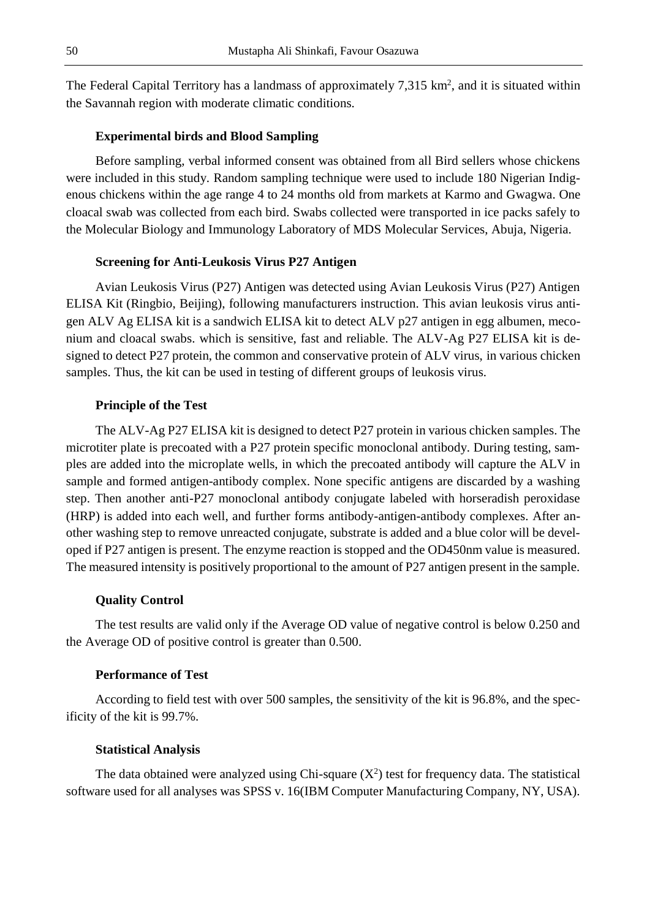The Federal Capital Territory has a landmass of approximately 7,315 $km^2$, and it is situated within the Savannah region with moderate climatic conditions.

### Experimental birds and Blood Sampling

Before sampling, verbal informed consent was obtained from all Bird sellers whose chickens were included in this study. Random sampling technique were used to include 180 Nigerian Indigenous chickens within the age range 4 to 24 months old from markets at Karmo and Gwagwa. One cloacal swab was collected from each bird. Swabs collected were transported in ice packs safely to the Molecular Biology and Immunology Laboratory of MDS Molecular Services, Abuja, Nigeria.

### Screening for Anti-Leukosis Virus P27 Antigen

Avian Leukosis Virus (P27) Antigen was detected using Avian Leukosis Virus (P27) Antigen ELISA Kit (Ringbio, Beijing), following manufacturers instruction. This avian leukosis virus antigen ALV Ag ELISA kit is a sandwich ELISA kit to detect ALV p27 antigen in egg albumen, meconium and cloacal swabs. which is sensitive, fast and reliable. The ALV-Ag P27 ELISA kit is designed to detect P27 protein, the common and conservative protein of ALV virus, in various chicken samples. Thus, the kit can be used in testing of different groups of leukosis virus.

### Principle of the Test

The ALV-Ag P27 ELISA kit is designed to detect P27 protein in various chicken samples. The microtiter plate is precoated with a P27 protein specific monoclonal antibody. During testing, samples are added into the microplate wells, in which the precoated antibody will capture the ALV in sample and formed antigen-antibody complex. None specific antigens are discarded by a washing step. Then another anti-P27 monoclonal antibody conjugate labeled with horseradish peroxidase (HRP) is added into each well, and further forms antibody-antigen-antibody complexes. After another washing step to remove unreacted conjugate, substrate is added and a blue color will be developed if P27 antigen is present. The enzyme reaction is stopped and the OD450nm value is measured. The measured intensity is positively proportional to the amount of P27 antigen present in the sample.

### Quality Control

The test results are valid only if the Average OD value of negative control is below 0.250 and the Average OD of positive control is greater than 0.500.

### Performance of Test

According to field test with over 500 samples, the sensitivity of the kit is 96.8%, and the specificity of the kit is 99.7%.

### Statistical Analysis

The data obtained were analyzed using Chi-square ($X^2$) test for frequency data. The statistical software used for all analyses was SPSS v. 16(IBM Computer Manufacturing Company, NY, USA).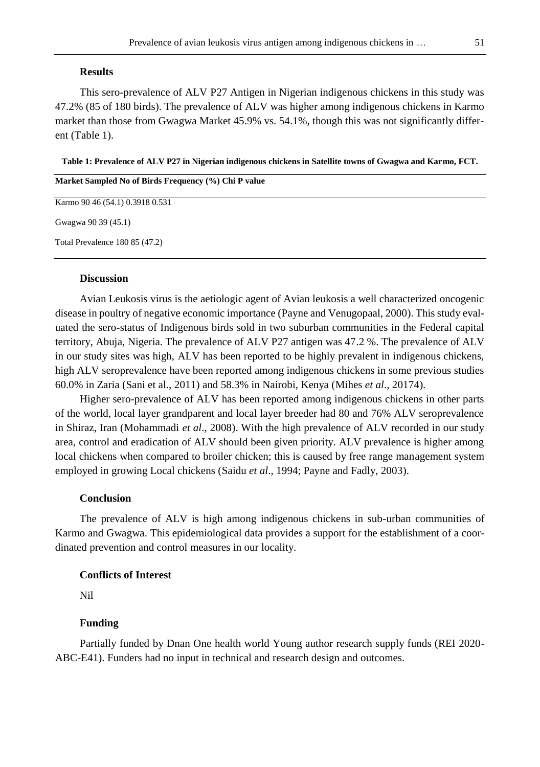## Results

This sero-prevalence of ALV P27 Antigen in Nigerian indigenous chickens in this study was 47.2% (85 of 180 birds). The prevalence of ALV was higher among indigenous chickens in Karmo market than those from Gwagwa Market 45.9% vs. 54.1%, though this was not significantly different (Table 1).

**Table 1: Prevalence of ALV P27 in Nigerian indigenous chickens in Satellite towns of Gwagwa and Karmo, FCT.**

| Market Sampled | No of Birds | Frequency (%) | Chi | P value |
|---|---|---|---|---|
| Karmo | 90 | 46 (54.1) | 0.3918 | 0.531 |
| Gwagwa | 90 | 39 (45.1) | | |
| Total Prevalence | 180 | 85 (47.2) | | |

## Discussion

Avian Leukosis virus is the aetiologic agent of Avian leukosis a well characterized oncogenic disease in poultry of negative economic importance (Payne and Venugopaal, 2000). This study evaluated the sero-status of Indigenous birds sold in two suburban communities in the Federal capital territory, Abuja, Nigeria. The prevalence of ALV P27 antigen was 47.2 %. The prevalence of ALV in our study sites was high, ALV has been reported to be highly prevalent in indigenous chickens, high ALV seroprevalence have been reported among indigenous chickens in some previous studies 60.0% in Zaria (Sani et al., 2011) and 58.3% in Nairobi, Kenya (Mihes *et al*., 20174).

Higher sero-prevalence of ALV has been reported among indigenous chickens in other parts of the world, local layer grandparent and local layer breeder had 80 and 76% ALV seroprevalence in Shiraz, Iran (Mohammadi *et al*., 2008). With the high prevalence of ALV recorded in our study area, control and eradication of ALV should been given priority. ALV prevalence is higher among local chickens when compared to broiler chicken; this is caused by free range management system employed in growing Local chickens (Saidu *et al*., 1994; Payne and Fadly, 2003).

## Conclusion

The prevalence of ALV is high among indigenous chickens in sub-urban communities of Karmo and Gwagwa. This epidemiological data provides a support for the establishment of a coordinated prevention and control measures in our locality.

## Conflicts of Interest

Nil

## Funding

Partially funded by Dnan One health world Young author research supply funds (REI 2020-ABC-E41). Funders had no input in technical and research design and outcomes.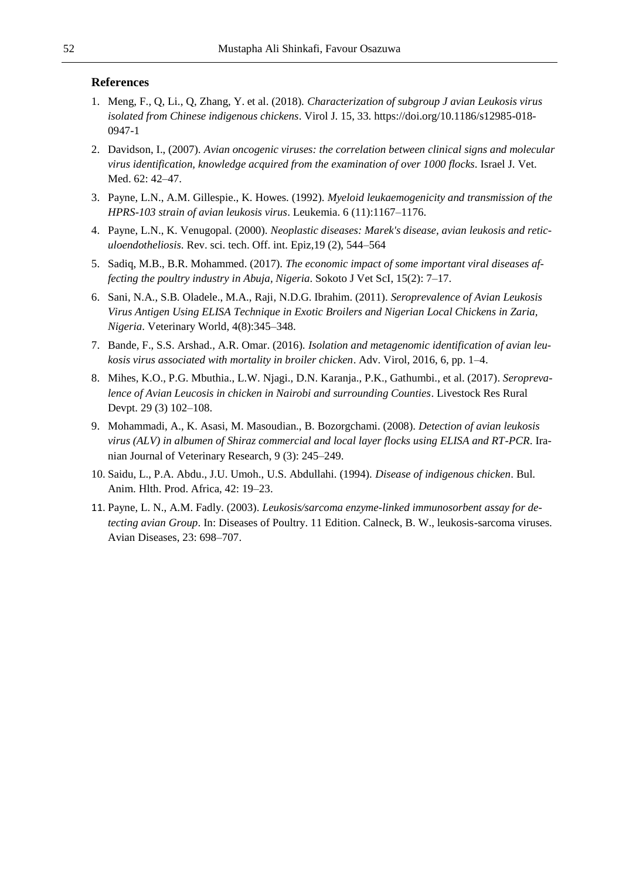## References

1. Meng, F., Q, Li., Q, Zhang, Y. et al. (2018). *Characterization of subgroup J avian Leukosis virus isolated from Chinese indigenous chickens*. Virol J. 15, 33. https://doi.org/10.1186/s12985-018-0947-1
2. Davidson, I., (2007). *Avian oncogenic viruses: the correlation between clinical signs and molecular virus identification, knowledge acquired from the examination of over 1000 flocks*. Israel J. Vet. Med. 62: 42–47.
3. Payne, L.N., A.M. Gillespie., K. Howes. (1992). *Myeloid leukaemogenicity and transmission of the HPRS-103 strain of avian leukosis virus*. Leukemia. 6 (11):1167–1176.
4. Payne, L.N., K. Venugopal. (2000). *Neoplastic diseases: Marek's disease, avian leukosis and reticuloendotheliosis*. Rev. sci. tech. Off. int. Epiz,19 (2), 544–564
5. Sadiq, M.B., B.R. Mohammed. (2017). *The economic impact of some important viral diseases affecting the poultry industry in Abuja, Nigeria*. Sokoto J Vet ScI, 15(2): 7–17.
6. Sani, N.A., S.B. Oladele., M.A., Raji, N.D.G. Ibrahim. (2011). *Seroprevalence of Avian Leukosis Virus Antigen Using ELISA Technique in Exotic Broilers and Nigerian Local Chickens in Zaria, Nigeria*. Veterinary World, 4(8):345–348.
7. Bande, F., S.S. Arshad., A.R. Omar. (2016). *Isolation and metagenomic identification of avian leukosis virus associated with mortality in broiler chicken*. Adv. Virol, 2016, 6, pp. 1–4.
8. Mihes, K.O., P.G. Mbuthia., L.W. Njagi., D.N. Karanja., P.K., Gathumbi., et al. (2017). *Seroprevalence of Avian Leucosis in chicken in Nairobi and surrounding Counties*. Livestock Res Rural Devpt. 29 (3) 102–108.
9. Mohammadi, A., K. Asasi, M. Masoudian., B. Bozorgchami. (2008). *Detection of avian leukosis virus (ALV) in albumen of Shiraz commercial and local layer flocks using ELISA and RT-PCR*. Iranian Journal of Veterinary Research, 9 (3): 245–249.
10. Saidu, L., P.A. Abdu., J.U. Umoh., U.S. Abdullahi. (1994). *Disease of indigenous chicken*. Bul. Anim. Hlth. Prod. Africa, 42: 19–23.
11. Payne, L. N., A.M. Fadly. (2003). *Leukosis/sarcoma enzyme-linked immunosorbent assay for detecting avian Group*. In: Diseases of Poultry. 11 Edition. Calneck, B. W., leukosis-sarcoma viruses. Avian Diseases, 23: 698–707.